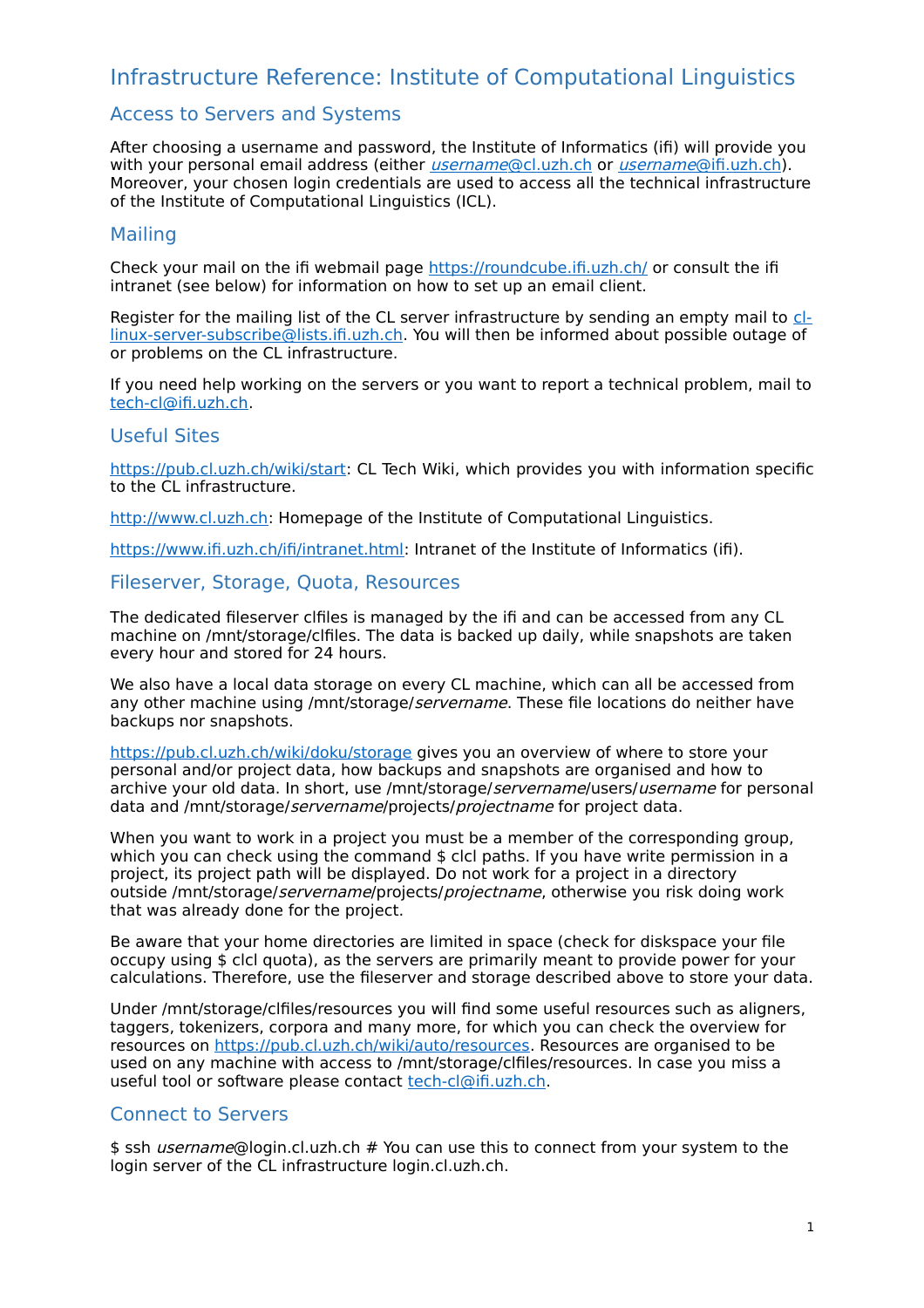# Infrastructure Reference: Institute of Computational Linguistics

## Access to Servers and Systems

After choosing a username and password, the Institute of Informatics (ifi) will provide you with your personal email address (either *username*@cl.uzh.ch or *username*@ifi.uzh.ch). Moreover, your chosen login credentials are used to access all the technical infrastructure of the Institute of Computational Linguistics (ICL).

## Mailing

Check your mail on the ifi webmail page https://roundcube.ifi.uzh.ch/ or consult the ifi intranet (see below) for information on how to set up an email client.

Register for the mailing list of the CL server infrastructure by sending an empty mail to cl-linux-server-subscribe@lists.ifi.uzh.ch. You will then be informed about possible outage of or problems on the CL infrastructure.

If you need help working on the servers or you want to report a technical problem, mail to tech-cl@ifi.uzh.ch.

## Useful Sites

https://pub.cl.uzh.ch/wiki/start: CL Tech Wiki, which provides you with information specific to the CL infrastructure.

http://www.cl.uzh.ch: Homepage of the Institute of Computational Linguistics.

https://www.ifi.uzh.ch/ifi/intranet.html: Intranet of the Institute of Informatics (ifi).

## Fileserver, Storage, Quota, Resources

The dedicated fileserver clfiles is managed by the ifi and can be accessed from any CL machine on /mnt/storage/clfiles. The data is backed up daily, while snapshots are taken every hour and stored for 24 hours.

We also have a local data storage on every CL machine, which can all be accessed from any other machine using /mnt/storage/*servername*. These file locations do neither have backups nor snapshots.

https://pub.cl.uzh.ch/wiki/doku/storage gives you an overview of where to store your personal and/or project data, how backups and snapshots are organised and how to archive your old data. In short, use /mnt/storage/*servername*/users/*username* for personal data and /mnt/storage/*servername*/projects/*projectname* for project data.

When you want to work in a project you must be a member of the corresponding group, which you can check using the command $ clcl paths. If you have write permission in a project, its project path will be displayed. Do not work for a project in a directory outside /mnt/storage/*servername*/projects/*projectname*, otherwise you risk doing work that was already done for the project.

Be aware that your home directories are limited in space (check for diskspace your file occupy using $ clcl quota), as the servers are primarily meant to provide power for your calculations. Therefore, use the fileserver and storage described above to store your data.

Under /mnt/storage/clfiles/resources you will find some useful resources such as aligners, taggers, tokenizers, corpora and many more, for which you can check the overview for resources on https://pub.cl.uzh.ch/wiki/auto/resources. Resources are organised to be used on any machine with access to /mnt/storage/clfiles/resources. In case you miss a useful tool or software please contact tech-cl@ifi.uzh.ch.

## Connect to Servers

$ ssh *username*@login.cl.uzh.ch # You can use this to connect from your system to the login server of the CL infrastructure login.cl.uzh.ch.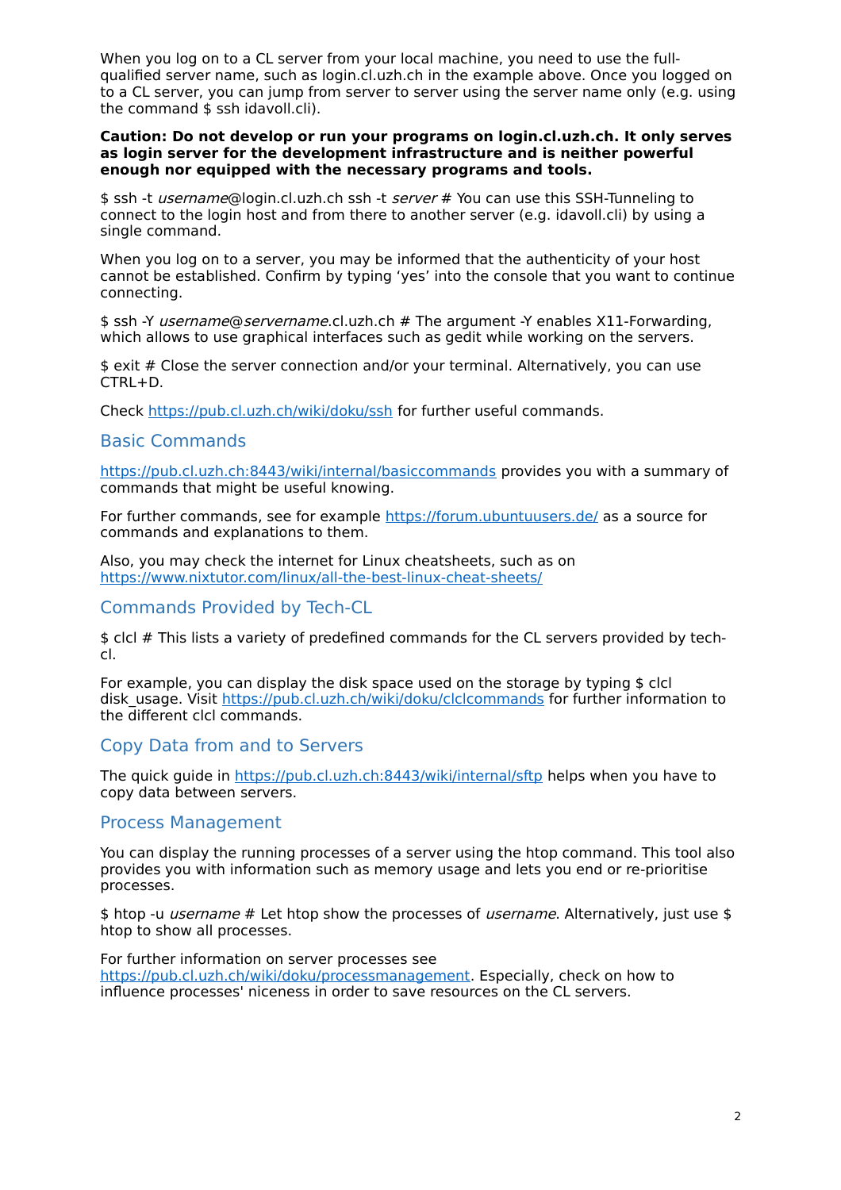When you log on to a CL server from your local machine, you need to use the full-qualified server name, such as login.cl.uzh.ch in the example above. Once you logged on to a CL server, you can jump from server to server using the server name only (e.g. using the command $ ssh idavoll.cli).

**Caution: Do not develop or run your programs on login.cl.uzh.ch. It only serves as login server for the development infrastructure and is neither powerful enough nor equipped with the necessary programs and tools.**

$ ssh -t *username*@login.cl.uzh.ch ssh -t *server* # You can use this SSH-Tunneling to connect to the login host and from there to another server (e.g. idavoll.cli) by using a single command.

When you log on to a server, you may be informed that the authenticity of your host cannot be established. Confirm by typing 'yes' into the console that you want to continue connecting.

$ ssh -Y *username*@*servername*.cl.uzh.ch # The argument -Y enables X11-Forwarding, which allows to use graphical interfaces such as gedit while working on the servers.

$ exit # Close the server connection and/or your terminal. Alternatively, you can use CTRL+D.

Check https://pub.cl.uzh.ch/wiki/doku/ssh for further useful commands.

## Basic Commands

https://pub.cl.uzh.ch:8443/wiki/internal/basiccommands provides you with a summary of commands that might be useful knowing.

For further commands, see for example https://forum.ubuntuusers.de/ as a source for commands and explanations to them.

Also, you may check the internet for Linux cheatsheets, such as on https://www.nixtutor.com/linux/all-the-best-linux-cheat-sheets/

## Commands Provided by Tech-CL

$ clcl # This lists a variety of predefined commands for the CL servers provided by tech-cl.

For example, you can display the disk space used on the storage by typing $ clcl disk_usage. Visit https://pub.cl.uzh.ch/wiki/doku/clclcommands for further information to the different clcl commands.

## Copy Data from and to Servers

The quick guide in https://pub.cl.uzh.ch:8443/wiki/internal/sftp helps when you have to copy data between servers.

## Process Management

You can display the running processes of a server using the htop command. This tool also provides you with information such as memory usage and lets you end or re-prioritise processes.

$ htop -u *username* # Let htop show the processes of *username*. Alternatively, just use $ htop to show all processes.

For further information on server processes see https://pub.cl.uzh.ch/wiki/doku/processmanagement. Especially, check on how to influence processes' niceness in order to save resources on the CL servers.